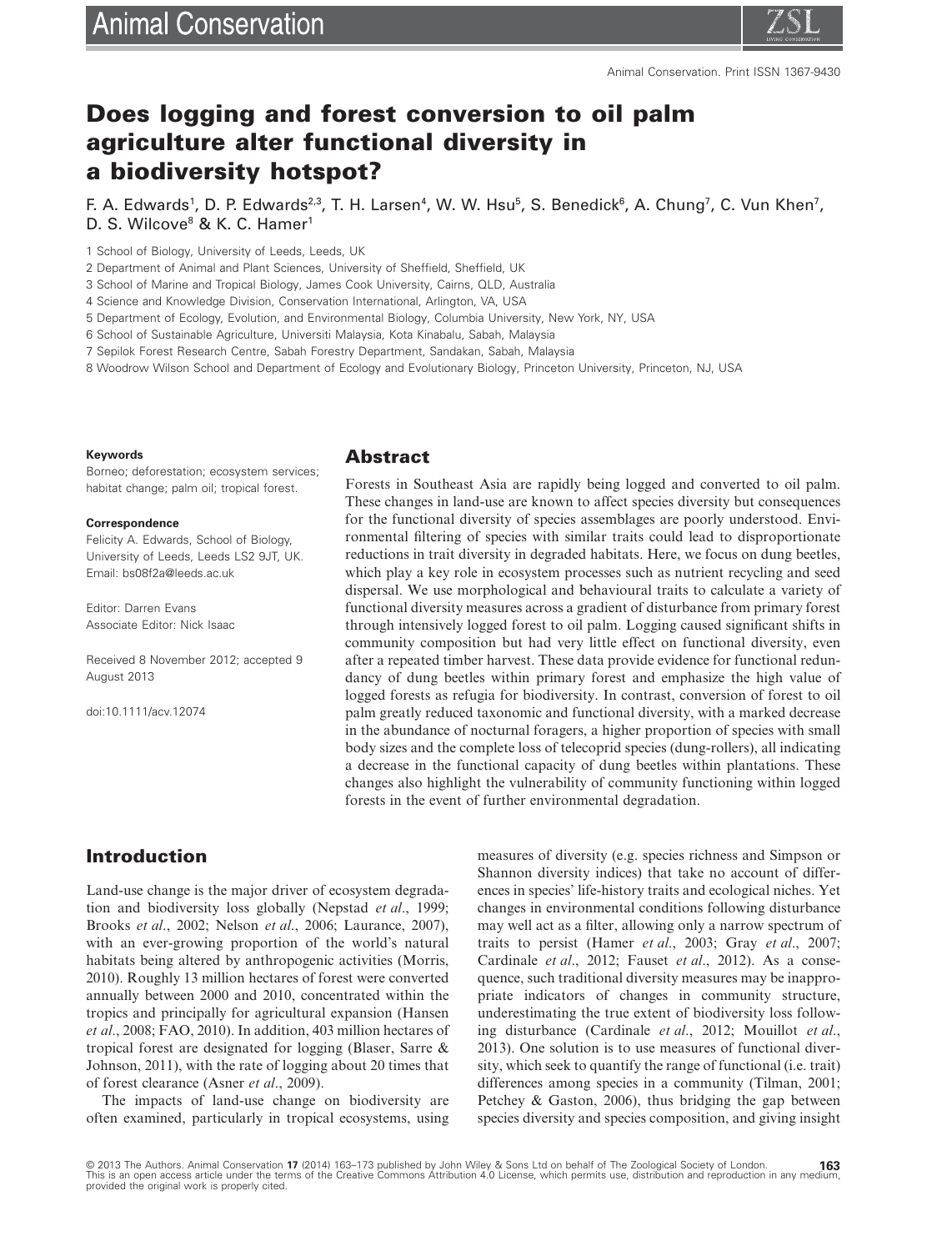# Does logging and forest conversion to oil palm agriculture alter functional diversity in a biodiversity hotspot?

F. A. Edwards[1], D. P. Edwards[2,3], T. H. Larsen[4], W. W. Hsu[5], S. Benedick[6], A. Chung[7], C. Vun Khen[7], D. S. Wilcove[8] & K. C. Hamer[1]

1 School of Biology, University of Leeds, Leeds, UK
2 Department of Animal and Plant Sciences, University of Sheffield, Sheffield, UK
3 School of Marine and Tropical Biology, James Cook University, Cairns, QLD, Australia
4 Science and Knowledge Division, Conservation International, Arlington, VA, USA
5 Department of Ecology, Evolution, and Environmental Biology, Columbia University, New York, NY, USA
6 School of Sustainable Agriculture, Universiti Malaysia, Kota Kinabalu, Sabah, Malaysia
7 Sepilok Forest Research Centre, Sabah Forestry Department, Sandakan, Sabah, Malaysia
8 Woodrow Wilson School and Department of Ecology and Evolutionary Biology, Princeton University, Princeton, NJ, USA

**Keywords**

Borneo; deforestation; ecosystem services; habitat change; palm oil; tropical forest.

**Correspondence**

Felicity A. Edwards, School of Biology, University of Leeds, Leeds LS2 9JT, UK.
Email: bs08f2a@leeds.ac.uk

Editor: Darren Evans
Associate Editor: Nick Isaac

Received 8 November 2012; accepted 9 August 2013

doi:10.1111/acv.12074

## Abstract

Forests in Southeast Asia are rapidly being logged and converted to oil palm. These changes in land-use are known to affect species diversity but consequences for the functional diversity of species assemblages are poorly understood. Environmental filtering of species with similar traits could lead to disproportionate reductions in trait diversity in degraded habitats. Here, we focus on dung beetles, which play a key role in ecosystem processes such as nutrient recycling and seed dispersal. We use morphological and behavioural traits to calculate a variety of functional diversity measures across a gradient of disturbance from primary forest through intensively logged forest to oil palm. Logging caused significant shifts in community composition but had very little effect on functional diversity, even after a repeated timber harvest. These data provide evidence for functional redundancy of dung beetles within primary forest and emphasize the high value of logged forests as refugia for biodiversity. In contrast, conversion of forest to oil palm greatly reduced taxonomic and functional diversity, with a marked decrease in the abundance of nocturnal foragers, a higher proportion of species with small body sizes and the complete loss of telecoprid species (dung-rollers), all indicating a decrease in the functional capacity of dung beetles within plantations. These changes also highlight the vulnerability of community functioning within logged forests in the event of further environmental degradation.

## Introduction

Land-use change is the major driver of ecosystem degradation and biodiversity loss globally (Nepstad *et al*., 1999; Brooks *et al*., 2002; Nelson *et al*., 2006; Laurance, 2007), with an ever-growing proportion of the world's natural habitats being altered by anthropogenic activities (Morris, 2010). Roughly 13 million hectares of forest were converted annually between 2000 and 2010, concentrated within the tropics and principally for agricultural expansion (Hansen *et al*., 2008; FAO, 2010). In addition, 403 million hectares of tropical forest are designated for logging (Blaser, Sarre & Johnson, 2011), with the rate of logging about 20 times that of forest clearance (Asner *et al*., 2009).

The impacts of land-use change on biodiversity are often examined, particularly in tropical ecosystems, using measures of diversity (e.g. species richness and Simpson or Shannon diversity indices) that take no account of differences in species' life-history traits and ecological niches. Yet changes in environmental conditions following disturbance may well act as a filter, allowing only a narrow spectrum of traits to persist (Hamer *et al*., 2003; Gray *et al*., 2007; Cardinale *et al*., 2012; Fauset *et al*., 2012). As a consequence, such traditional diversity measures may be inappropriate indicators of changes in community structure, underestimating the true extent of biodiversity loss following disturbance (Cardinale *et al*., 2012; Mouillot *et al*., 2013). One solution is to use measures of functional diversity, which seek to quantify the range of functional (i.e. trait) differences among species in a community (Tilman, 2001; Petchey & Gaston, 2006), thus bridging the gap between species diversity and species composition, and giving insight

© 2013 The Authors. Animal Conservation **17** (2014) 163–173 published by John Wiley & Sons Ltd on behalf of The Zoological Society of London.
This is an open access article under the terms of the Creative Commons Attribution 4.0 License, which permits use, distribution and reproduction in any medium, provided the original work is properly cited.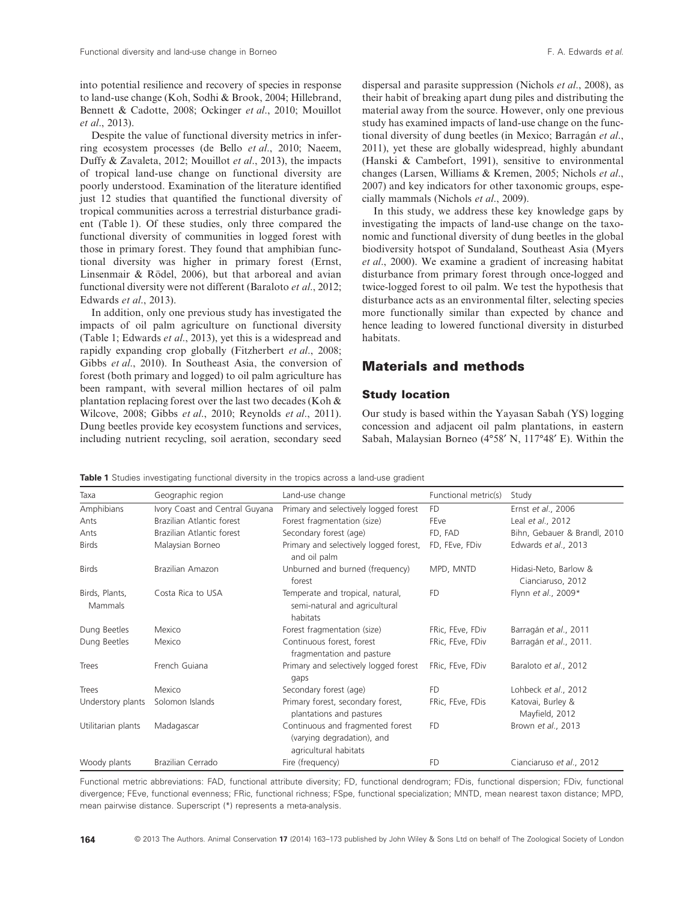into potential resilience and recovery of species in response to land-use change (Koh, Sodhi & Brook, 2004; Hillebrand, Bennett & Cadotte, 2008; Ockinger *et al*., 2010; Mouillot *et al*., 2013).

Despite the value of functional diversity metrics in inferring ecosystem processes (de Bello *et al*., 2010; Naeem, Duffy & Zavaleta, 2012; Mouillot *et al*., 2013), the impacts of tropical land-use change on functional diversity are poorly understood. Examination of the literature identified just 12 studies that quantified the functional diversity of tropical communities across a terrestrial disturbance gradient (Table 1). Of these studies, only three compared the functional diversity of communities in logged forest with those in primary forest. They found that amphibian functional diversity was higher in primary forest (Ernst, Linsenmair & Rödel, 2006), but that arboreal and avian functional diversity were not different (Baraloto *et al*., 2012; Edwards *et al*., 2013).

In addition, only one previous study has investigated the impacts of oil palm agriculture on functional diversity (Table 1; Edwards *et al*., 2013), yet this is a widespread and rapidly expanding crop globally (Fitzherbert *et al*., 2008; Gibbs *et al*., 2010). In Southeast Asia, the conversion of forest (both primary and logged) to oil palm agriculture has been rampant, with several million hectares of oil palm plantation replacing forest over the last two decades (Koh & Wilcove, 2008; Gibbs *et al*., 2010; Reynolds *et al*., 2011). Dung beetles provide key ecosystem functions and services, including nutrient recycling, soil aeration, secondary seed dispersal and parasite suppression (Nichols *et al*., 2008), as their habit of breaking apart dung piles and distributing the material away from the source. However, only one previous study has examined impacts of land-use change on the functional diversity of dung beetles (in Mexico; Barragán *et al*., 2011), yet these are globally widespread, highly abundant (Hanski & Cambefort, 1991), sensitive to environmental changes (Larsen, Williams & Kremen, 2005; Nichols *et al*., 2007) and key indicators for other taxonomic groups, especially mammals (Nichols *et al*., 2009).

In this study, we address these key knowledge gaps by investigating the impacts of land-use change on the taxonomic and functional diversity of dung beetles in the global biodiversity hotspot of Sundaland, Southeast Asia (Myers *et al*., 2000). We examine a gradient of increasing habitat disturbance from primary forest through once-logged and twice-logged forest to oil palm. We test the hypothesis that disturbance acts as an environmental filter, selecting species more functionally similar than expected by chance and hence leading to lowered functional diversity in disturbed habitats.

## Materials and methods

### Study location

Our study is based within the Yayasan Sabah (YS) logging concession and adjacent oil palm plantations, in eastern Sabah, Malaysian Borneo (4°58′ N, 117°48′ E). Within the

**Table 1** Studies investigating functional diversity in the tropics across a land-use gradient

| Taxa | Geographic region | Land-use change | Functional metric(s) | Study |
|---|---|---|---|---|
| Amphibians | Ivory Coast and Central Guyana | Primary and selectively logged forest | FD | Ernst *et al*., 2006 |
| Ants | Brazilian Atlantic forest | Forest fragmentation (size) | FEve | Leal *et al*., 2012 |
| Ants | Brazilian Atlantic forest | Secondary forest (age) | FD, FAD | Bihn, Gebauer & Brandl, 2010 |
| Birds | Malaysian Borneo | Primary and selectively logged forest, and oil palm | FD, FEve, FDiv | Edwards *et al*., 2013 |
| Birds | Brazilian Amazon | Unburned and burned (frequency) forest | MPD, MNTD | Hidasi-Neto, Barlow & Cianciaruso, 2012 |
| Birds, Plants, Mammals | Costa Rica to USA | Temperate and tropical, natural, semi-natural and agricultural habitats | FD | Flynn *et al*., 2009* |
| Dung Beetles | Mexico | Forest fragmentation (size) | FRic, FEve, FDiv | Barragán *et al*., 2011 |
| Dung Beetles | Mexico | Continuous forest, forest fragmentation and pasture | FRic, FEve, FDiv | Barragán *et al*., 2011. |
| Trees | French Guiana | Primary and selectively logged forest gaps | FRic, FEve, FDiv | Baraloto *et al*., 2012 |
| Trees | Mexico | Secondary forest (age) | FD | Lohbeck *et al*., 2012 |
| Understory plants | Solomon Islands | Primary forest, secondary forest, plantations and pastures | FRic, FEve, FDis | Katovai, Burley & Mayfield, 2012 |
| Utilitarian plants | Madagascar | Continuous and fragmented forest (varying degradation), and agricultural habitats | FD | Brown *et al*., 2013 |
| Woody plants | Brazilian Cerrado | Fire (frequency) | FD | Cianciaruso *et al*., 2012 |

Functional metric abbreviations: FAD, functional attribute diversity; FD, functional dendrogram; FDis, functional dispersion; FDiv, functional divergence; FEve, functional evenness; FRic, functional richness; FSpe, functional specialization; MNTD, mean nearest taxon distance; MPD, mean pairwise distance. Superscript (*) represents a meta-analysis.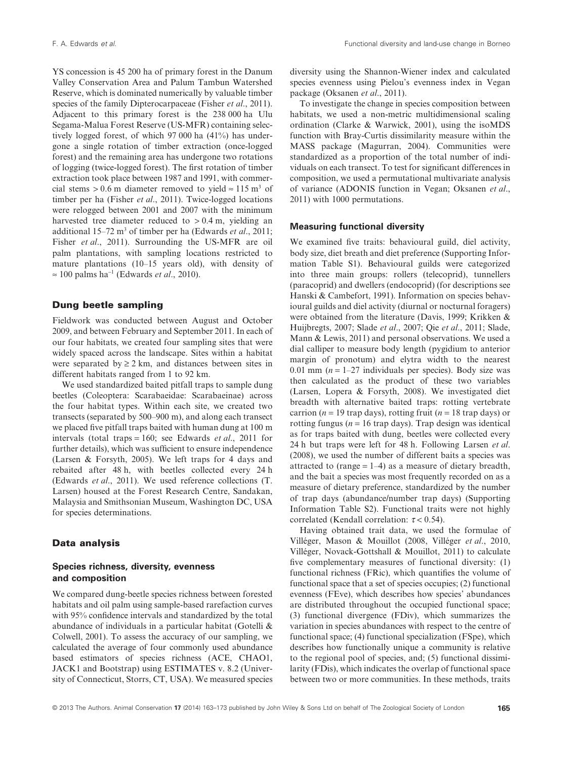YS concession is 45 200 ha of primary forest in the Danum Valley Conservation Area and Palum Tambun Watershed Reserve, which is dominated numerically by valuable timber species of the family Dipterocarpaceae (Fisher *et al*., 2011). Adjacent to this primary forest is the 238 000 ha Ulu Segama-Malua Forest Reserve (US-MFR) containing selectively logged forest, of which 97 000 ha (41%) has undergone a single rotation of timber extraction (once-logged forest) and the remaining area has undergone two rotations of logging (twice-logged forest). The first rotation of timber extraction took place between 1987 and 1991, with commercial stems > 0.6 m diameter removed to yield ≈ 115 $m^3$ of timber per ha (Fisher *et al*., 2011). Twice-logged locations were relogged between 2001 and 2007 with the minimum harvested tree diameter reduced to > 0.4 m, yielding an additional 15–72 $m^3$ of timber per ha (Edwards *et al*., 2011; Fisher *et al*., 2011). Surrounding the US-MFR are oil palm plantations, with sampling locations restricted to mature plantations (10–15 years old), with density of ≈ 100 palms $ha^{-1}$ (Edwards *et al*., 2010).

### Dung beetle sampling

Fieldwork was conducted between August and October 2009, and between February and September 2011. In each of our four habitats, we created four sampling sites that were widely spaced across the landscape. Sites within a habitat were separated by ≥ 2 km, and distances between sites in different habitats ranged from 1 to 92 km.

We used standardized baited pitfall traps to sample dung beetles (Coleoptera: Scarabaeidae: Scarabaeinae) across the four habitat types. Within each site, we created two transects (separated by 500–900 m), and along each transect we placed five pitfall traps baited with human dung at 100 m intervals (total traps = 160; see Edwards *et al*., 2011 for further details), which was sufficient to ensure independence (Larsen & Forsyth, 2005). We left traps for 4 days and rebaited after 48 h, with beetles collected every 24 h (Edwards *et al*., 2011). We used reference collections (T. Larsen) housed at the Forest Research Centre, Sandakan, Malaysia and Smithsonian Museum, Washington DC, USA for species determinations.

## Data analysis

### Species richness, diversity, evenness and composition

We compared dung-beetle species richness between forested habitats and oil palm using sample-based rarefaction curves with 95% confidence intervals and standardized by the total abundance of individuals in a particular habitat (Gotelli & Colwell, 2001). To assess the accuracy of our sampling, we calculated the average of four commonly used abundance based estimators of species richness (ACE, CHAO1, JACK1 and Bootstrap) using ESTIMATES v. 8.2 (University of Connecticut, Storrs, CT, USA). We measured species diversity using the Shannon-Wiener index and calculated species evenness using Pielou's evenness index in Vegan package (Oksanen *et al*., 2011).

To investigate the change in species composition between habitats, we used a non-metric multidimensional scaling ordination (Clarke & Warwick, 2001), using the isoMDS function with Bray-Curtis dissimilarity measure within the MASS package (Magurran, 2004). Communities were standardized as a proportion of the total number of individuals on each transect. To test for significant differences in composition, we used a permutational multivariate analysis of variance (ADONIS function in Vegan; Oksanen *et al*., 2011) with 1000 permutations.

### Measuring functional diversity

We examined five traits: behavioural guild, diel activity, body size, diet breath and diet preference (Supporting Information Table S1). Behavioural guilds were categorized into three main groups: rollers (telecoprid), tunnellers (paracoprid) and dwellers (endocoprid) (for descriptions see Hanski & Cambefort, 1991). Information on species behavioural guilds and diel activity (diurnal or nocturnal foragers) were obtained from the literature (Davis, 1999; Krikken & Huijbregts, 2007; Slade *et al*., 2007; Qie *et al*., 2011; Slade, Mann & Lewis, 2011) and personal observations. We used a dial calliper to measure body length (pygidium to anterior margin of pronotum) and elytra width to the nearest 0.01 mm ($n$ = 1–27 individuals per species). Body size was then calculated as the product of these two variables (Larsen, Lopera & Forsyth, 2008). We investigated diet breadth with alternative baited traps: rotting vertebrate carrion ($n$ = 19 trap days), rotting fruit ($n$ = 18 trap days) or rotting fungus ($n$ = 16 trap days). Trap design was identical as for traps baited with dung, beetles were collected every 24 h but traps were left for 48 h. Following Larsen *et al*. (2008), we used the number of different baits a species was attracted to (range = 1–4) as a measure of dietary breadth, and the bait a species was most frequently recorded on as a measure of dietary preference, standardized by the number of trap days (abundance/number trap days) (Supporting Information Table S2). Functional traits were not highly correlated (Kendall correlation: $\tau < 0.54$).

Having obtained trait data, we used the formulae of Villéger, Mason & Mouillot (2008, Villéger *et al*., 2010, Villéger, Novack-Gottshall & Mouillot, 2011) to calculate five complementary measures of functional diversity: (1) functional richness (FRic), which quantifies the volume of functional space that a set of species occupies; (2) functional evenness (FEve), which describes how species' abundances are distributed throughout the occupied functional space; (3) functional divergence (FDiv), which summarizes the variation in species abundances with respect to the centre of functional space; (4) functional specialization (FSpe), which describes how functionally unique a community is relative to the regional pool of species, and; (5) functional dissimilarity (FDis), which indicates the overlap of functional space between two or more communities. In these methods, traits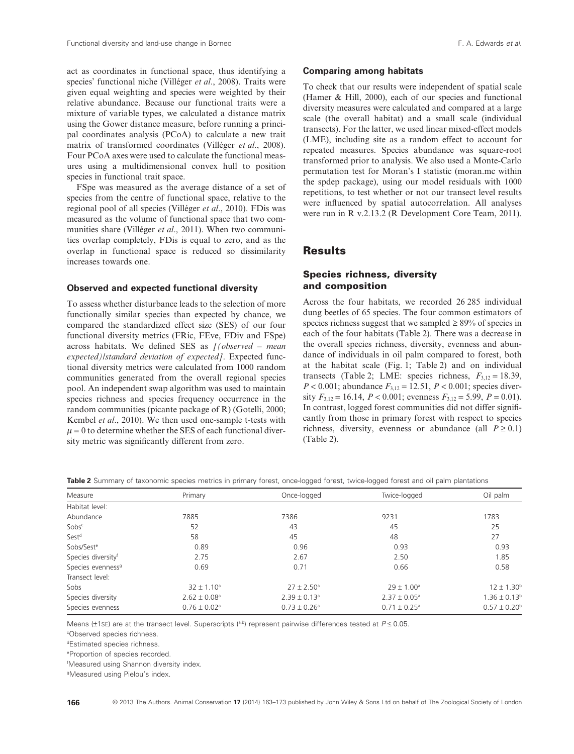act as coordinates in functional space, thus identifying a species' functional niche (Villéger *et al*., 2008). Traits were given equal weighting and species were weighted by their relative abundance. Because our functional traits were a mixture of variable types, we calculated a distance matrix using the Gower distance measure, before running a principal coordinates analysis (PCoA) to calculate a new trait matrix of transformed coordinates (Villéger *et al*., 2008). Four PCoA axes were used to calculate the functional measures using a multidimensional convex hull to position species in functional trait space.

FSpe was measured as the average distance of a set of species from the centre of functional space, relative to the regional pool of all species (Villéger *et al*., 2010). FDis was measured as the volume of functional space that two communities share (Villéger *et al*., 2011). When two communities overlap completely, FDis is equal to zero, and as the overlap in functional space is reduced so dissimilarity increases towards one.

### Observed and expected functional diversity

To assess whether disturbance leads to the selection of more functionally similar species than expected by chance, we compared the standardized effect size (SES) of our four functional diversity metrics (FRic, FEve, FDiv and FSpe) across habitats. We defined SES as *[(observed – mean expected)/standard deviation of expected]*. Expected functional diversity metrics were calculated from 1000 random communities generated from the overall regional species pool. An independent swap algorithm was used to maintain species richness and species frequency occurrence in the random communities (picante package of R) (Gotelli, 2000; Kembel *et al*., 2010). We then used one-sample t-tests with $\mu = 0$ to determine whether the SES of each functional diversity metric was significantly different from zero.

### Comparing among habitats

To check that our results were independent of spatial scale (Hamer & Hill, 2000), each of our species and functional diversity measures were calculated and compared at a large scale (the overall habitat) and a small scale (individual transects). For the latter, we used linear mixed-effect models (LME), including site as a random effect to account for repeated measures. Species abundance was square-root transformed prior to analysis. We also used a Monte-Carlo permutation test for Moran's I statistic (moran.mc within the spdep package), using our model residuals with 1000 repetitions, to test whether or not our transect level results were influenced by spatial autocorrelation. All analyses were run in R v.2.13.2 (R Development Core Team, 2011).

## Results

### Species richness, diversity and composition

Across the four habitats, we recorded 26 285 individual dung beetles of 65 species. The four common estimators of species richness suggest that we sampled $\geq 89\%$ of species in each of the four habitats (Table 2). There was a decrease in the overall species richness, diversity, evenness and abundance of individuals in oil palm compared to forest, both at the habitat scale (Fig. 1; Table 2) and on individual transects (Table 2; LME: species richness, $F_{3,12} = 18.39$, $P < 0.001$; abundance $F_{3,12} = 12.51$, $P < 0.001$; species diversity $F_{3,12} = 16.14$, $P < 0.001$; evenness $F_{3,12} = 5.99$, $P = 0.01$). In contrast, logged forest communities did not differ significantly from those in primary forest with respect to species richness, diversity, evenness or abundance (all $P \geq 0.1$) (Table 2).

**Table 2** Summary of taxonomic species metrics in primary forest, once-logged forest, twice-logged forest and oil palm plantations

| Measure | Primary | Once-logged | Twice-logged | Oil palm |
|---|---|---|---|---|
| Habitat level: | | | | |
| Abundance | 7885 | 7386 | 9231 | 1783 |
| Sobs[c] | 52 | 43 | 45 | 25 |
| Sest[d] | 58 | 45 | 48 | 27 |
| Sobs/Sest[e] | 0.89 | 0.96 | 0.93 | 0.93 |
| Species diversity[f] | 2.75 | 2.67 | 2.50 | 1.85 |
| Species evenness[g] | 0.69 | 0.71 | 0.66 | 0.58 |
| Transect level: | | | | |
| Sobs | 32 ± 1.10[a] | 27 ± 2.50[a] | 29 ± 1.00[a] | 12 ± 1.30[b] |
| Species diversity | 2.62 ± 0.08[a] | 2.39 ± 0.13[a] | 2.37 ± 0.05[a] | 1.36 ± 0.13[b] |
| Species evenness | 0.76 ± 0.02[a] | 0.73 ± 0.26[a] | 0.71 ± 0.25[a] | 0.57 ± 0.20[b] |

Means (±1SE) are at the transect level. Superscripts ([a,b]) represent pairwise differences tested at $P \leq 0.05$.

[c]Observed species richness.

[d]Estimated species richness.

[e]Proportion of species recorded.

[f]Measured using Shannon diversity index.

[g]Measured using Pielou's index.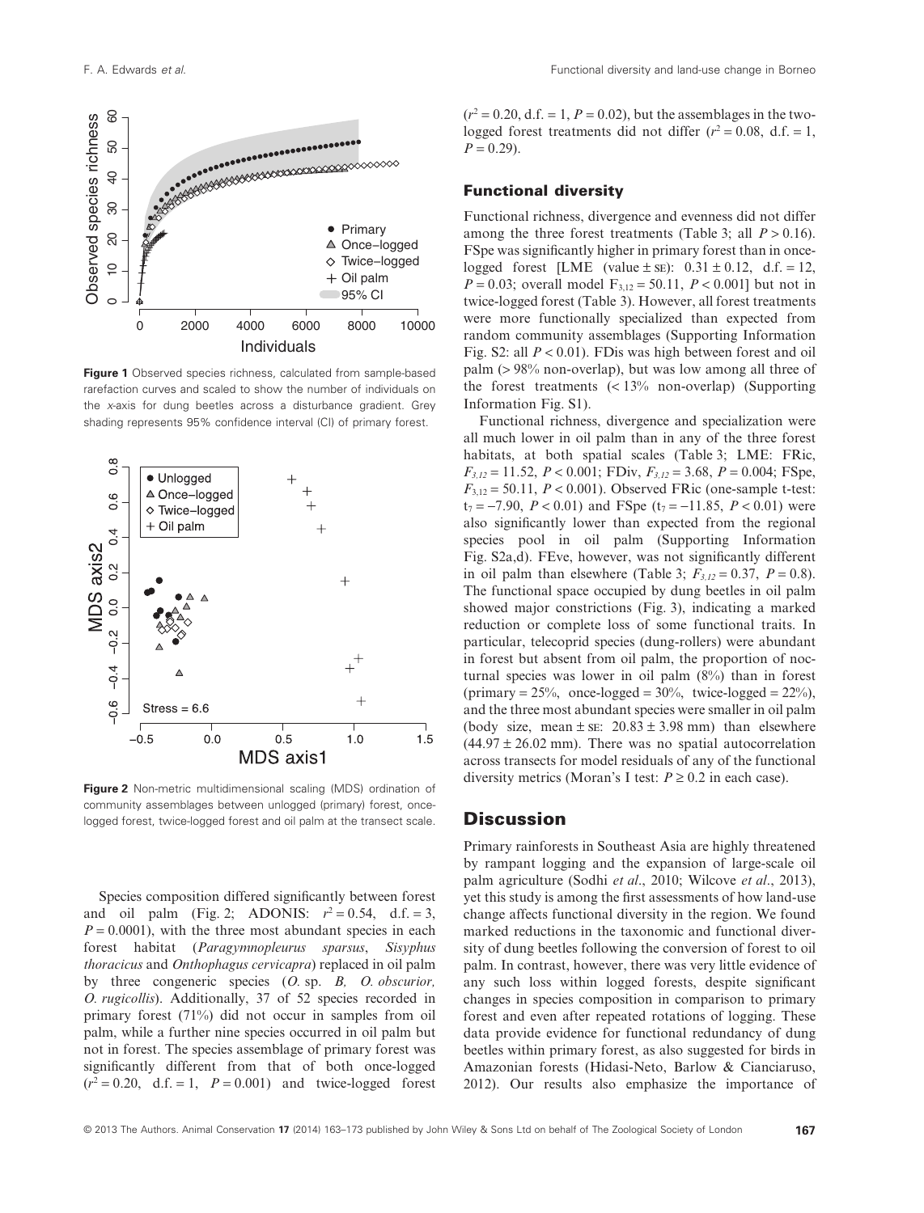Figure 1 Observed species richness, calculated from sample-based rarefaction curves and scaled to show the number of individuals on the x-axis for dung beetles across a disturbance gradient. Grey shading represents 95% confidence interval (CI) of primary forest.

Figure 2 Non-metric multidimensional scaling (MDS) ordination of community assemblages between unlogged (primary) forest, once-logged forest, twice-logged forest and oil palm at the transect scale.

Species composition differed significantly between forest and oil palm (Fig. 2; ADONIS: $r^2 = 0.54$, d.f. = 3, $P = 0.0001$), with the three most abundant species in each forest habitat (*Paragymnopleurus sparsus*, *Sisyphus thoracicus* and *Onthophagus cervicapra*) replaced in oil palm by three congeneric species (*O.* sp. *B, O. obscurior, O. rugicollis*). Additionally, 37 of 52 species recorded in primary forest (71%) did not occur in samples from oil palm, while a further nine species occurred in oil palm but not in forest. The species assemblage of primary forest was significantly different from that of both once-logged ($r^2 = 0.20$, d.f. = 1, $P = 0.001$) and twice-logged forest ($r^2 = 0.20$, d.f. = 1, $P = 0.02$), but the assemblages in the two-logged forest treatments did not differ ($r^2 = 0.08$, d.f. = 1, $P = 0.29$).

### Functional diversity

Functional richness, divergence and evenness did not differ among the three forest treatments (Table 3; all $P > 0.16$). FSpe was significantly higher in primary forest than in once-logged forest [LME (value ± SE): $0.31 \pm 0.12$, d.f. = 12, $P = 0.03$; overall model $F_{3,12} = 50.11$, $P < 0.001$] but not in twice-logged forest (Table 3). However, all forest treatments were more functionally specialized than expected from random community assemblages (Supporting Information Fig. S2: all $P < 0.01$). FDis was high between forest and oil palm (> 98% non-overlap), but was low among all three of the forest treatments (< 13% non-overlap) (Supporting Information Fig. S1).

Functional richness, divergence and specialization were all much lower in oil palm than in any of the three forest habitats, at both spatial scales (Table 3; LME: FRic, $F_{3,12} = 11.52$, $P < 0.001$; FDiv, $F_{3,12} = 3.68$, $P = 0.004$; FSpe, $F_{3,12} = 50.11$, $P < 0.001$). Observed FRic (one-sample t-test: $t_7 = -7.90$, $P < 0.01$) and FSpe ($t_7 = -11.85$, $P < 0.01$) were also significantly lower than expected from the regional species pool in oil palm (Supporting Information Fig. S2a,d). FEve, however, was not significantly different in oil palm than elsewhere (Table 3; $F_{3,12} = 0.37$, $P = 0.8$). The functional space occupied by dung beetles in oil palm showed major constrictions (Fig. 3), indicating a marked reduction or complete loss of some functional traits. In particular, telecoprid species (dung-rollers) were abundant in forest but absent from oil palm, the proportion of nocturnal species was lower in oil palm (8%) than in forest (primary = 25%, once-logged = 30%, twice-logged = 22%), and the three most abundant species were smaller in oil palm (body size, mean ± SE: $20.83 \pm 3.98$ mm) than elsewhere ($44.97 \pm 26.02$ mm). There was no spatial autocorrelation across transects for model residuals of any of the functional diversity metrics (Moran's I test: $P \geq 0.2$ in each case).

## Discussion

Primary rainforests in Southeast Asia are highly threatened by rampant logging and the expansion of large-scale oil palm agriculture (Sodhi *et al*., 2010; Wilcove *et al*., 2013), yet this study is among the first assessments of how land-use change affects functional diversity in the region. We found marked reductions in the taxonomic and functional diversity of dung beetles following the conversion of forest to oil palm. In contrast, however, there was very little evidence of any such loss within logged forests, despite significant changes in species composition in comparison to primary forest and even after repeated rotations of logging. These data provide evidence for functional redundancy of dung beetles within primary forest, as also suggested for birds in Amazonian forests (Hidasi-Neto, Barlow & Cianciaruso, 2012). Our results also emphasize the importance of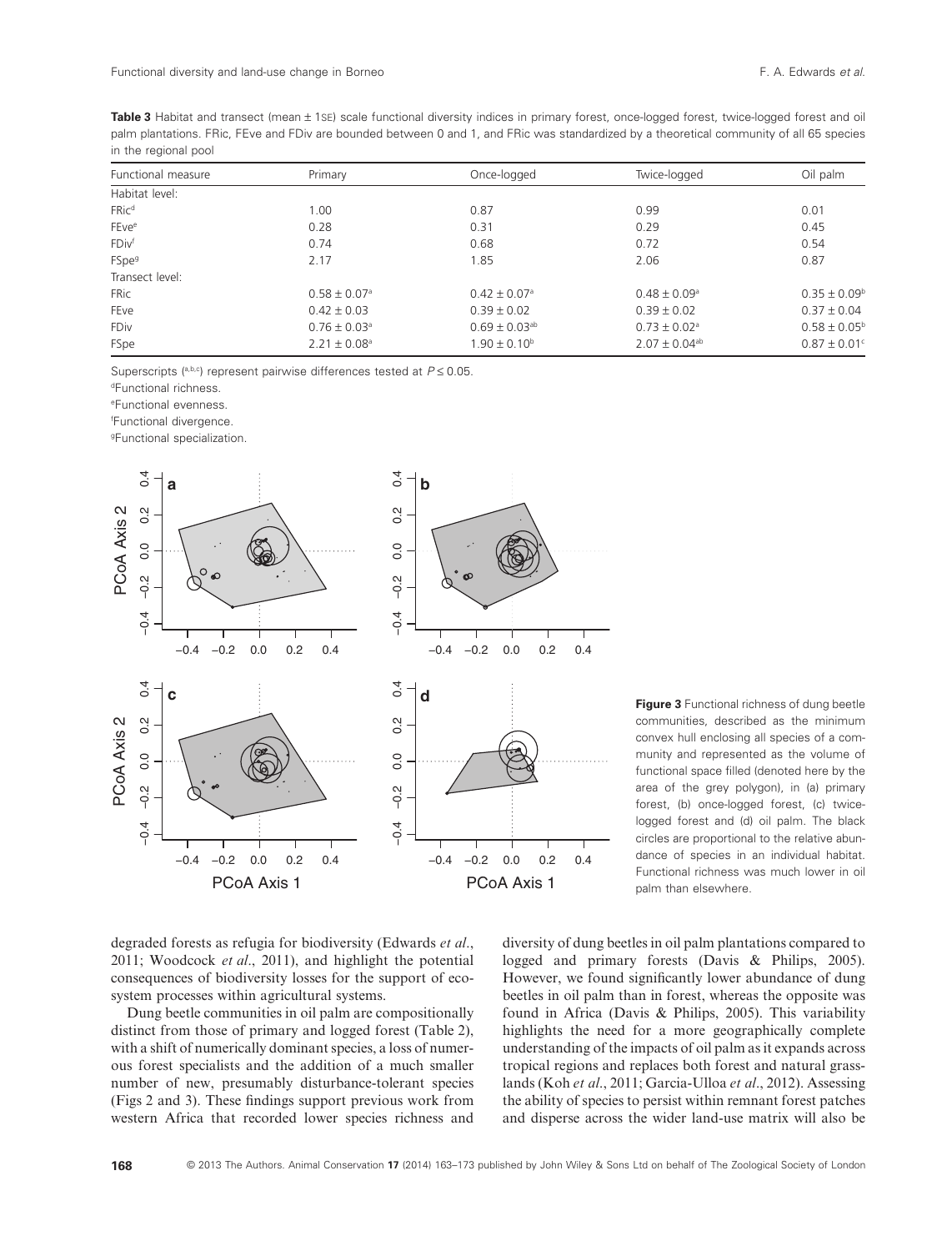**Table 3** Habitat and transect (mean ± 1SE) scale functional diversity indices in primary forest, once-logged forest, twice-logged forest and oil palm plantations. FRic, FEve and FDiv are bounded between 0 and 1, and FRic was standardized by a theoretical community of all 65 species in the regional pool

| Functional measure | Primary | Once-logged | Twice-logged | Oil palm |
|---|---|---|---|---|
| Habitat level: | | | | |
| FRic[d] | 1.00 | 0.87 | 0.99 | 0.01 |
| FEve[e] | 0.28 | 0.31 | 0.29 | 0.45 |
| FDiv[f] | 0.74 | 0.68 | 0.72 | 0.54 |
| FSpe[g] | 2.17 | 1.85 | 2.06 | 0.87 |
| Transect level: | | | | |
| FRic | 0.58 ± 0.07[a] | 0.42 ± 0.07[a] | 0.48 ± 0.09[a] | 0.35 ± 0.09[b] |
| FEve | 0.42 ± 0.03 | 0.39 ± 0.02 | 0.39 ± 0.02 | 0.37 ± 0.04 |
| FDiv | 0.76 ± 0.03[a] | 0.69 ± 0.03[ab] | 0.73 ± 0.02[a] | 0.58 ± 0.05[b] |
| FSpe | 2.21 ± 0.08[a] | 1.90 ± 0.10[b] | 2.07 ± 0.04[ab] | 0.87 ± 0.01[c] |

Superscripts ([a,b,c]) represent pairwise differences tested at $P \leq 0.05$.

[d]Functional richness.

[e]Functional evenness.

[f]Functional divergence.

[g]Functional specialization.

**Figure 3** Functional richness of dung beetle communities, described as the minimum convex hull enclosing all species of a community and represented as the volume of functional space filled (denoted here by the area of the grey polygon), in (a) primary forest, (b) once-logged forest, (c) twice-logged forest and (d) oil palm. The black circles are proportional to the relative abundance of species in an individual habitat. Functional richness was much lower in oil palm than elsewhere.

degraded forests as refugia for biodiversity (Edwards *et al*., 2011; Woodcock *et al*., 2011), and highlight the potential consequences of biodiversity losses for the support of ecosystem processes within agricultural systems.

Dung beetle communities in oil palm are compositionally distinct from those of primary and logged forest (Table 2), with a shift of numerically dominant species, a loss of numerous forest specialists and the addition of a much smaller number of new, presumably disturbance-tolerant species (Figs 2 and 3). These findings support previous work from western Africa that recorded lower species richness and diversity of dung beetles in oil palm plantations compared to logged and primary forests (Davis & Philips, 2005). However, we found significantly lower abundance of dung beetles in oil palm than in forest, whereas the opposite was found in Africa (Davis & Philips, 2005). This variability highlights the need for a more geographically complete understanding of the impacts of oil palm as it expands across tropical regions and replaces both forest and natural grasslands (Koh *et al*., 2011; Garcia-Ulloa *et al*., 2012). Assessing the ability of species to persist within remnant forest patches and disperse across the wider land-use matrix will also be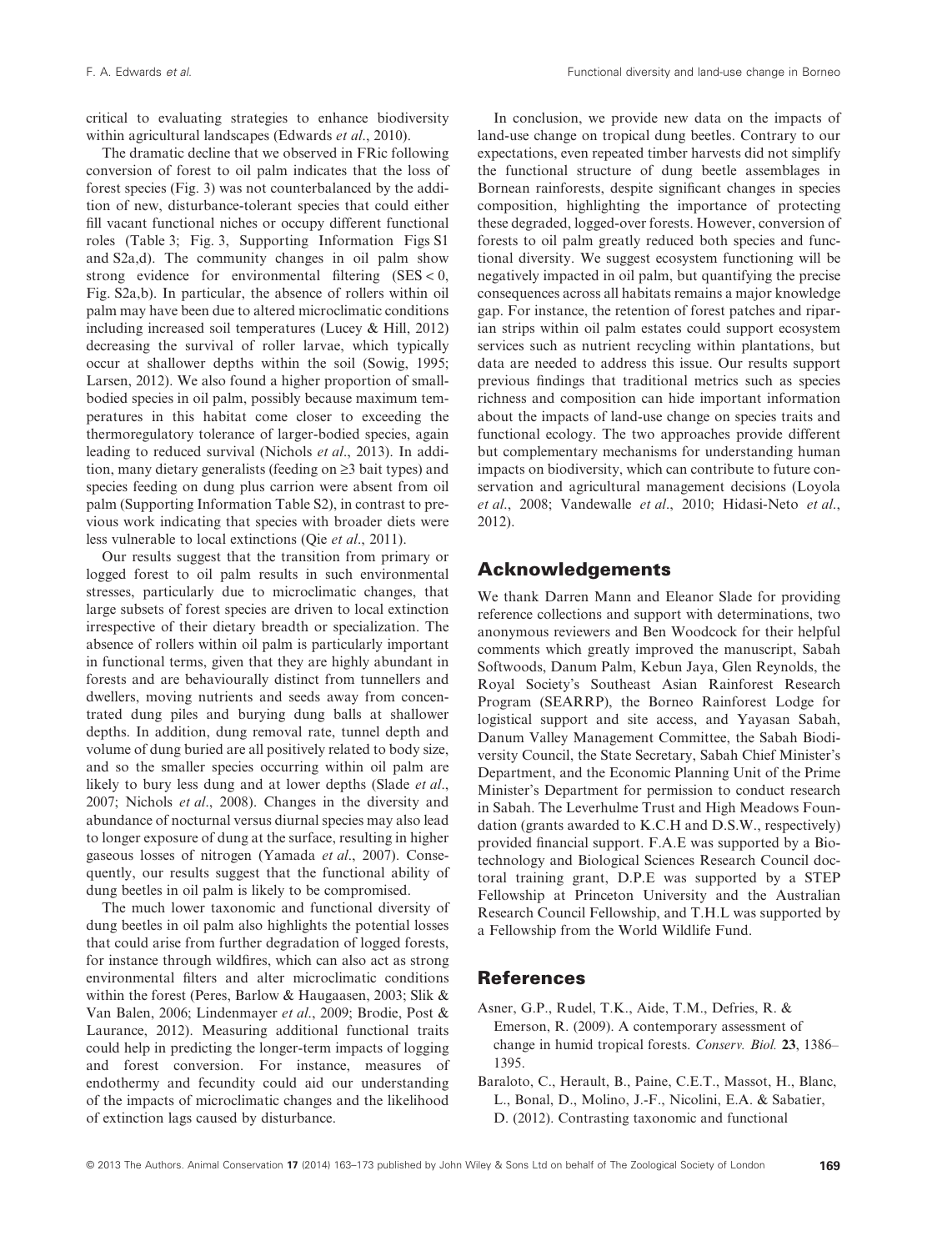critical to evaluating strategies to enhance biodiversity within agricultural landscapes (Edwards *et al*., 2010).

The dramatic decline that we observed in FRic following conversion of forest to oil palm indicates that the loss of forest species (Fig. 3) was not counterbalanced by the addition of new, disturbance-tolerant species that could either fill vacant functional niches or occupy different functional roles (Table 3; Fig. 3, Supporting Information Figs S1 and S2a,d). The community changes in oil palm show strong evidence for environmental filtering (SES < 0, Fig. S2a,b). In particular, the absence of rollers within oil palm may have been due to altered microclimatic conditions including increased soil temperatures (Lucey & Hill, 2012) decreasing the survival of roller larvae, which typically occur at shallower depths within the soil (Sowig, 1995; Larsen, 2012). We also found a higher proportion of small-bodied species in oil palm, possibly because maximum temperatures in this habitat come closer to exceeding the thermoregulatory tolerance of larger-bodied species, again leading to reduced survival (Nichols *et al*., 2013). In addition, many dietary generalists (feeding on ≥3 bait types) and species feeding on dung plus carrion were absent from oil palm (Supporting Information Table S2), in contrast to previous work indicating that species with broader diets were less vulnerable to local extinctions (Qie *et al*., 2011).

Our results suggest that the transition from primary or logged forest to oil palm results in such environmental stresses, particularly due to microclimatic changes, that large subsets of forest species are driven to local extinction irrespective of their dietary breadth or specialization. The absence of rollers within oil palm is particularly important in functional terms, given that they are highly abundant in forests and are behaviourally distinct from tunnellers and dwellers, moving nutrients and seeds away from concentrated dung piles and burying dung balls at shallower depths. In addition, dung removal rate, tunnel depth and volume of dung buried are all positively related to body size, and so the smaller species occurring within oil palm are likely to bury less dung and at lower depths (Slade *et al*., 2007; Nichols *et al*., 2008). Changes in the diversity and abundance of nocturnal versus diurnal species may also lead to longer exposure of dung at the surface, resulting in higher gaseous losses of nitrogen (Yamada *et al*., 2007). Consequently, our results suggest that the functional ability of dung beetles in oil palm is likely to be compromised.

The much lower taxonomic and functional diversity of dung beetles in oil palm also highlights the potential losses that could arise from further degradation of logged forests, for instance through wildfires, which can also act as strong environmental filters and alter microclimatic conditions within the forest (Peres, Barlow & Haugaasen, 2003; Slik & Van Balen, 2006; Lindenmayer *et al*., 2009; Brodie, Post & Laurance, 2012). Measuring additional functional traits could help in predicting the longer-term impacts of logging and forest conversion. For instance, measures of endothermy and fecundity could aid our understanding of the impacts of microclimatic changes and the likelihood of extinction lags caused by disturbance.

In conclusion, we provide new data on the impacts of land-use change on tropical dung beetles. Contrary to our expectations, even repeated timber harvests did not simplify the functional structure of dung beetle assemblages in Bornean rainforests, despite significant changes in species composition, highlighting the importance of protecting these degraded, logged-over forests. However, conversion of forests to oil palm greatly reduced both species and functional diversity. We suggest ecosystem functioning will be negatively impacted in oil palm, but quantifying the precise consequences across all habitats remains a major knowledge gap. For instance, the retention of forest patches and riparian strips within oil palm estates could support ecosystem services such as nutrient recycling within plantations, but data are needed to address this issue. Our results support previous findings that traditional metrics such as species richness and composition can hide important information about the impacts of land-use change on species traits and functional ecology. The two approaches provide different but complementary mechanisms for understanding human impacts on biodiversity, which can contribute to future conservation and agricultural management decisions (Loyola *et al*., 2008; Vandewalle *et al*., 2010; Hidasi-Neto *et al*., 2012).

## Acknowledgements

We thank Darren Mann and Eleanor Slade for providing reference collections and support with determinations, two anonymous reviewers and Ben Woodcock for their helpful comments which greatly improved the manuscript, Sabah Softwoods, Danum Palm, Kebun Jaya, Glen Reynolds, the Royal Society's Southeast Asian Rainforest Research Program (SEARRP), the Borneo Rainforest Lodge for logistical support and site access, and Yayasan Sabah, Danum Valley Management Committee, the Sabah Biodiversity Council, the State Secretary, Sabah Chief Minister's Department, and the Economic Planning Unit of the Prime Minister's Department for permission to conduct research in Sabah. The Leverhulme Trust and High Meadows Foundation (grants awarded to K.C.H and D.S.W., respectively) provided financial support. F.A.E was supported by a Biotechnology and Biological Sciences Research Council doctoral training grant, D.P.E was supported by a STEP Fellowship at Princeton University and the Australian Research Council Fellowship, and T.H.L was supported by a Fellowship from the World Wildlife Fund.

## References

Asner, G.P., Rudel, T.K., Aide, T.M., Defries, R. & Emerson, R. (2009). A contemporary assessment of change in humid tropical forests. *Conserv. Biol.* **23**, 1386–1395.

Baraloto, C., Herault, B., Paine, C.E.T., Massot, H., Blanc, L., Bonal, D., Molino, J.-F., Nicolini, E.A. & Sabatier, D. (2012). Contrasting taxonomic and functional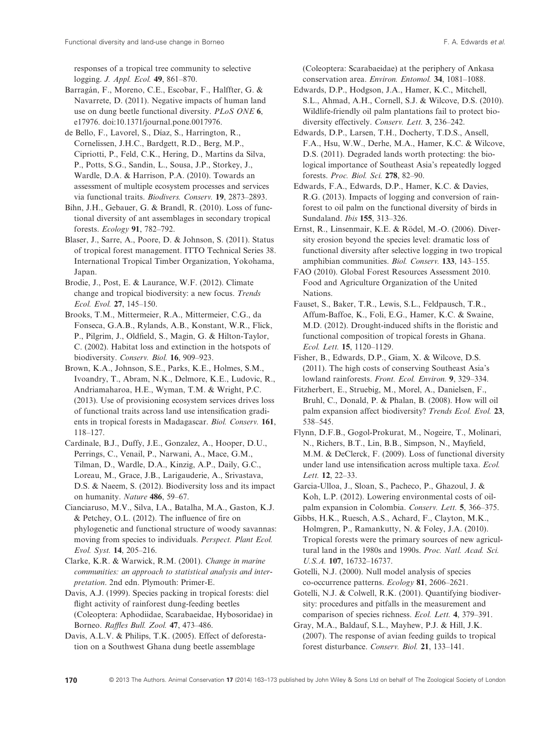responses of a tropical tree community to selective logging. *J. Appl. Ecol.* **49**, 861–870.

Barragán, F., Moreno, C.E., Escobar, F., Halffter, G. & Navarrete, D. (2011). Negative impacts of human land use on dung beetle functional diversity. *PLoS ONE* **6**, e17976. doi:10.1371/journal.pone.0017976.

de Bello, F., Lavorel, S., Díaz, S., Harrington, R., Cornelissen, J.H.C., Bardgett, R.D., Berg, M.P., Cipriotti, P., Feld, C.K., Hering, D., Martins da Silva, P., Potts, S.G., Sandin, L., Sousa, J.P., Storkey, J., Wardle, D.A. & Harrison, P.A. (2010). Towards an assessment of multiple ecosystem processes and services via functional traits. *Biodivers. Conserv.* **19**, 2873–2893.

Bihn, J.H., Gebauer, G. & Brandl, R. (2010). Loss of functional diversity of ant assemblages in secondary tropical forests. *Ecology* **91**, 782–792.

Blaser, J., Sarre, A., Poore, D. & Johnson, S. (2011). Status of tropical forest management. ITTO Technical Series 38. International Tropical Timber Organization, Yokohama, Japan.

Brodie, J., Post, E. & Laurance, W.F. (2012). Climate change and tropical biodiversity: a new focus. *Trends Ecol. Evol.* **27**, 145–150.

Brooks, T.M., Mittermeier, R.A., Mittermeier, C.G., da Fonseca, G.A.B., Rylands, A.B., Konstant, W.R., Flick, P., Pilgrim, J., Oldfield, S., Magin, G. & Hilton-Taylor, C. (2002). Habitat loss and extinction in the hotspots of biodiversity. *Conserv. Biol.* **16**, 909–923.

Brown, K.A., Johnson, S.E., Parks, K.E., Holmes, S.M., Ivoandry, T., Abram, N.K., Delmore, K.E., Ludovic, R., Andriamaharoa, H.E., Wyman, T.M. & Wright, P.C. (2013). Use of provisioning ecosystem services drives loss of functional traits across land use intensification gradients in tropical forests in Madagascar. *Biol. Conserv.* **161**, 118–127.

Cardinale, B.J., Duffy, J.E., Gonzalez, A., Hooper, D.U., Perrings, C., Venail, P., Narwani, A., Mace, G.M., Tilman, D., Wardle, D.A., Kinzig, A.P., Daily, G.C., Loreau, M., Grace, J.B., Larigauderie, A., Srivastava, D.S. & Naeem, S. (2012). Biodiversity loss and its impact on humanity. *Nature* **486**, 59–67.

Cianciaruso, M.V., Silva, I.A., Batalha, M.A., Gaston, K.J. & Petchey, O.L. (2012). The influence of fire on phylogenetic and functional structure of woody savannas: moving from species to individuals. *Perspect. Plant Ecol. Evol. Syst.* **14**, 205–216.

Clarke, K.R. & Warwick, R.M. (2001). *Change in marine communities: an approach to statistical analysis and interpretation*. 2nd edn. Plymouth: Primer-E.

Davis, A.J. (1999). Species packing in tropical forests: diel flight activity of rainforest dung-feeding beetles (Coleoptera: Aphodiidae, Scarabaeidae, Hybosoridae) in Borneo. *Raffles Bull. Zool.* **47**, 473–486.

Davis, A.L.V. & Philips, T.K. (2005). Effect of deforestation on a Southwest Ghana dung beetle assemblage (Coleoptera: Scarabaeidae) at the periphery of Ankasa conservation area. *Environ. Entomol.* **34**, 1081–1088.

Edwards, D.P., Hodgson, J.A., Hamer, K.C., Mitchell, S.L., Ahmad, A.H., Cornell, S.J. & Wilcove, D.S. (2010). Wildlife-friendly oil palm plantations fail to protect biodiversity effectively. *Conserv. Lett.* **3**, 236–242.

Edwards, D.P., Larsen, T.H., Docherty, T.D.S., Ansell, F.A., Hsu, W.W., Derhe, M.A., Hamer, K.C. & Wilcove, D.S. (2011). Degraded lands worth protecting: the biological importance of Southeast Asia's repeatedly logged forests. *Proc. Biol. Sci.* **278**, 82–90.

Edwards, F.A., Edwards, D.P., Hamer, K.C. & Davies, R.G. (2013). Impacts of logging and conversion of rainforest to oil palm on the functional diversity of birds in Sundaland. *Ibis* **155**, 313–326.

Ernst, R., Linsenmair, K.E. & Rödel, M.-O. (2006). Diversity erosion beyond the species level: dramatic loss of functional diversity after selective logging in two tropical amphibian communities. *Biol. Conserv.* **133**, 143–155.

FAO (2010). Global Forest Resources Assessment 2010. Food and Agriculture Organization of the United Nations.

Fauset, S., Baker, T.R., Lewis, S.L., Feldpausch, T.R., Affum-Baffoe, K., Foli, E.G., Hamer, K.C. & Swaine, M.D. (2012). Drought-induced shifts in the floristic and functional composition of tropical forests in Ghana. *Ecol. Lett.* **15**, 1120–1129.

Fisher, B., Edwards, D.P., Giam, X. & Wilcove, D.S. (2011). The high costs of conserving Southeast Asia's lowland rainforests. *Front. Ecol. Environ.* **9**, 329–334.

Fitzherbert, E., Struebig, M., Morel, A., Danielsen, F., Bruhl, C., Donald, P. & Phalan, B. (2008). How will oil palm expansion affect biodiversity? *Trends Ecol. Evol.* **23**, 538–545.

Flynn, D.F.B., Gogol-Prokurat, M., Nogeire, T., Molinari, N., Richers, B.T., Lin, B.B., Simpson, N., Mayfield, M.M. & DeClerck, F. (2009). Loss of functional diversity under land use intensification across multiple taxa. *Ecol. Lett.* **12**, 22–33.

Garcia-Ulloa, J., Sloan, S., Pacheco, P., Ghazoul, J. & Koh, L.P. (2012). Lowering environmental costs of oil-palm expansion in Colombia. *Conserv. Lett.* **5**, 366–375.

Gibbs, H.K., Ruesch, A.S., Achard, F., Clayton, M.K., Holmgren, P., Ramankutty, N. & Foley, J.A. (2010). Tropical forests were the primary sources of new agricultural land in the 1980s and 1990s. *Proc. Natl. Acad. Sci. U.S.A.* **107**, 16732–16737.

Gotelli, N.J. (2000). Null model analysis of species co-occurrence patterns. *Ecology* **81**, 2606–2621.

Gotelli, N.J. & Colwell, R.K. (2001). Quantifying biodiversity: procedures and pitfalls in the measurement and comparison of species richness. *Ecol. Lett.* **4**, 379–391.

Gray, M.A., Baldauf, S.L., Mayhew, P.J. & Hill, J.K. (2007). The response of avian feeding guilds to tropical forest disturbance. *Conserv. Biol.* **21**, 133–141.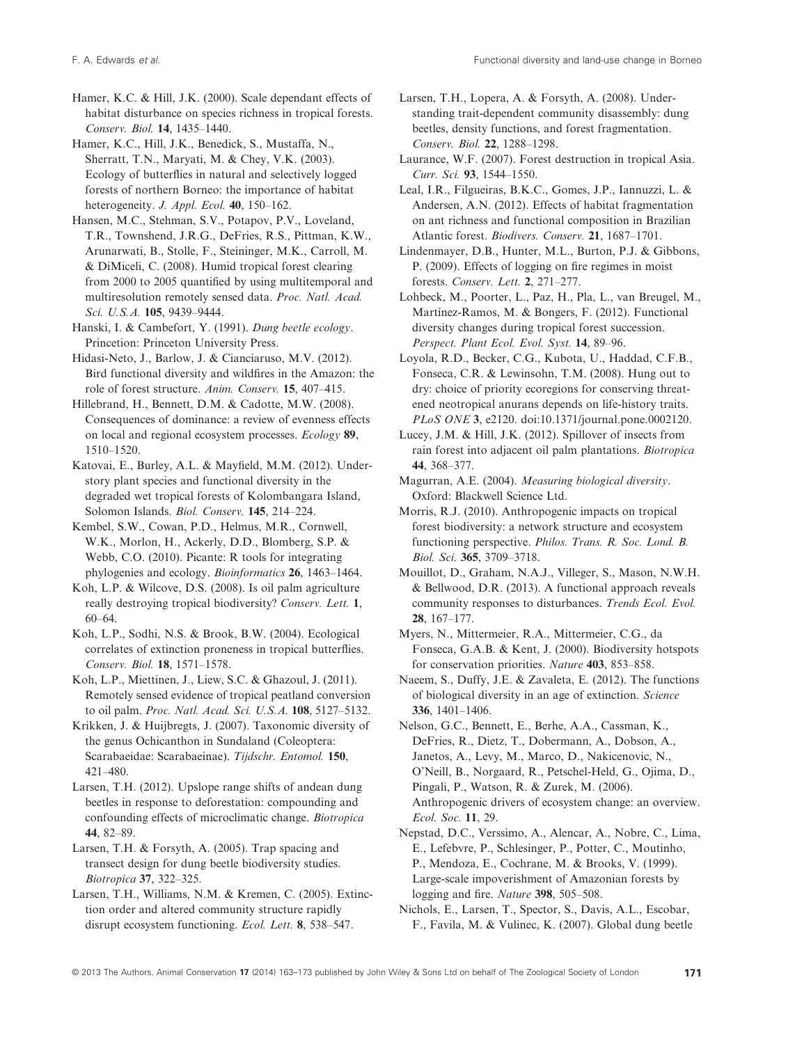Hamer, K.C. & Hill, J.K. (2000). Scale dependant effects of habitat disturbance on species richness in tropical forests. *Conserv. Biol.* **14**, 1435–1440.

Hamer, K.C., Hill, J.K., Benedick, S., Mustaffa, N., Sherratt, T.N., Maryati, M. & Chey, V.K. (2003). Ecology of butterflies in natural and selectively logged forests of northern Borneo: the importance of habitat heterogeneity. *J. Appl. Ecol.* **40**, 150–162.

Hansen, M.C., Stehman, S.V., Potapov, P.V., Loveland, T.R., Townshend, J.R.G., DeFries, R.S., Pittman, K.W., Arunarwati, B., Stolle, F., Steininger, M.K., Carroll, M. & DiMiceli, C. (2008). Humid tropical forest clearing from 2000 to 2005 quantified by using multitemporal and multiresolution remotely sensed data. *Proc. Natl. Acad. Sci. U.S.A.* **105**, 9439–9444.

Hanski, I. & Cambefort, Y. (1991). *Dung beetle ecology*. Princetion: Princeton University Press.

Hidasi-Neto, J., Barlow, J. & Cianciaruso, M.V. (2012). Bird functional diversity and wildfires in the Amazon: the role of forest structure. *Anim. Conserv.* **15**, 407–415.

Hillebrand, H., Bennett, D.M. & Cadotte, M.W. (2008). Consequences of dominance: a review of evenness effects on local and regional ecosystem processes. *Ecology* **89**, 1510–1520.

Katovai, E., Burley, A.L. & Mayfield, M.M. (2012). Understory plant species and functional diversity in the degraded wet tropical forests of Kolombangara Island, Solomon Islands. *Biol. Conserv.* **145**, 214–224.

Kembel, S.W., Cowan, P.D., Helmus, M.R., Cornwell, W.K., Morlon, H., Ackerly, D.D., Blomberg, S.P. & Webb, C.O. (2010). Picante: R tools for integrating phylogenies and ecology. *Bioinformatics* **26**, 1463–1464.

Koh, L.P. & Wilcove, D.S. (2008). Is oil palm agriculture really destroying tropical biodiversity? *Conserv. Lett.* **1**, 60–64.

Koh, L.P., Sodhi, N.S. & Brook, B.W. (2004). Ecological correlates of extinction proneness in tropical butterflies. *Conserv. Biol.* **18**, 1571–1578.

Koh, L.P., Miettinen, J., Liew, S.C. & Ghazoul, J. (2011). Remotely sensed evidence of tropical peatland conversion to oil palm. *Proc. Natl. Acad. Sci. U.S.A.* **108**, 5127–5132.

Krikken, J. & Huijbregts, J. (2007). Taxonomic diversity of the genus Ochicanthon in Sundaland (Coleoptera: Scarabaeidae: Scarabaeinae). *Tijdschr. Entomol.* **150**, 421–480.

Larsen, T.H. (2012). Upslope range shifts of andean dung beetles in response to deforestation: compounding and confounding effects of microclimatic change. *Biotropica* **44**, 82–89.

Larsen, T.H. & Forsyth, A. (2005). Trap spacing and transect design for dung beetle biodiversity studies. *Biotropica* **37**, 322–325.

Larsen, T.H., Williams, N.M. & Kremen, C. (2005). Extinction order and altered community structure rapidly disrupt ecosystem functioning. *Ecol. Lett.* **8**, 538–547.

Larsen, T.H., Lopera, A. & Forsyth, A. (2008). Understanding trait-dependent community disassembly: dung beetles, density functions, and forest fragmentation. *Conserv. Biol.* **22**, 1288–1298.

Laurance, W.F. (2007). Forest destruction in tropical Asia. *Curr. Sci.* **93**, 1544–1550.

Leal, I.R., Filgueiras, B.K.C., Gomes, J.P., Iannuzzi, L. & Andersen, A.N. (2012). Effects of habitat fragmentation on ant richness and functional composition in Brazilian Atlantic forest. *Biodivers. Conserv.* **21**, 1687–1701.

Lindenmayer, D.B., Hunter, M.L., Burton, P.J. & Gibbons, P. (2009). Effects of logging on fire regimes in moist forests. *Conserv. Lett.* **2**, 271–277.

Lohbeck, M., Poorter, L., Paz, H., Pla, L., van Breugel, M., Martínez-Ramos, M. & Bongers, F. (2012). Functional diversity changes during tropical forest succession. *Perspect. Plant Ecol. Evol. Syst.* **14**, 89–96.

Loyola, R.D., Becker, C.G., Kubota, U., Haddad, C.F.B., Fonseca, C.R. & Lewinsohn, T.M. (2008). Hung out to dry: choice of priority ecoregions for conserving threatened neotropical anurans depends on life-history traits. *PLoS ONE* **3**, e2120. doi:10.1371/journal.pone.0002120.

Lucey, J.M. & Hill, J.K. (2012). Spillover of insects from rain forest into adjacent oil palm plantations. *Biotropica* **44**, 368–377.

Magurran, A.E. (2004). *Measuring biological diversity*. Oxford: Blackwell Science Ltd.

Morris, R.J. (2010). Anthropogenic impacts on tropical forest biodiversity: a network structure and ecosystem functioning perspective. *Philos. Trans. R. Soc. Lond. B. Biol. Sci.* **365**, 3709–3718.

Mouillot, D., Graham, N.A.J., Villeger, S., Mason, N.W.H. & Bellwood, D.R. (2013). A functional approach reveals community responses to disturbances. *Trends Ecol. Evol.* **28**, 167–177.

Myers, N., Mittermeier, R.A., Mittermeier, C.G., da Fonseca, G.A.B. & Kent, J. (2000). Biodiversity hotspots for conservation priorities. *Nature* **403**, 853–858.

Naeem, S., Duffy, J.E. & Zavaleta, E. (2012). The functions of biological diversity in an age of extinction. *Science* **336**, 1401–1406.

Nelson, G.C., Bennett, E., Berhe, A.A., Cassman, K., DeFries, R., Dietz, T., Dobermann, A., Dobson, A., Janetos, A., Levy, M., Marco, D., Nakicenovic, N., O'Neill, B., Norgaard, R., Petschel-Held, G., Ojima, D., Pingali, P., Watson, R. & Zurek, M. (2006). Anthropogenic drivers of ecosystem change: an overview. *Ecol. Soc.* **11**, 29.

Nepstad, D.C., Verssimo, A., Alencar, A., Nobre, C., Lima, E., Lefebvre, P., Schlesinger, P., Potter, C., Moutinho, P., Mendoza, E., Cochrane, M. & Brooks, V. (1999). Large-scale impoverishment of Amazonian forests by logging and fire. *Nature* **398**, 505–508.

Nichols, E., Larsen, T., Spector, S., Davis, A.L., Escobar, F., Favila, M. & Vulinec, K. (2007). Global dung beetle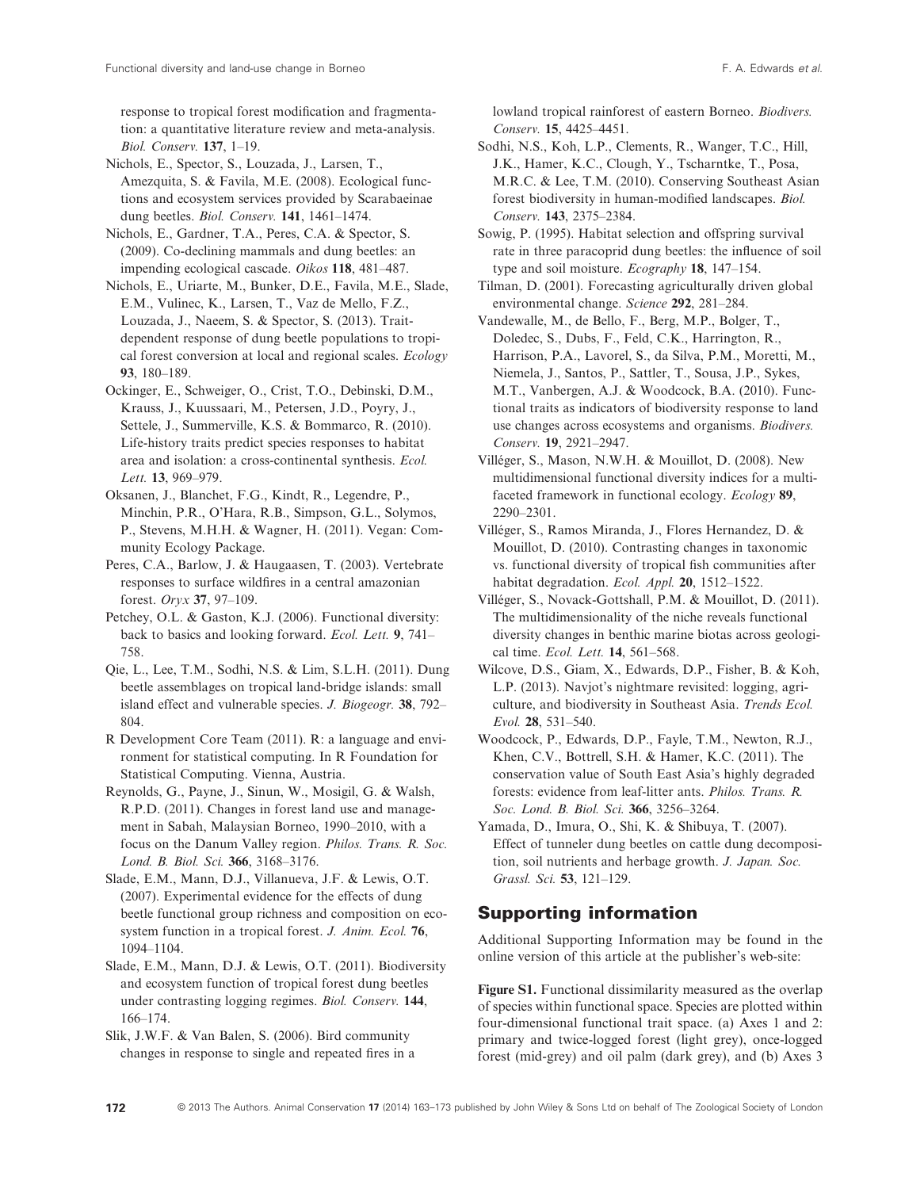response to tropical forest modification and fragmentation: a quantitative literature review and meta-analysis. *Biol. Conserv.* **137**, 1–19.

Nichols, E., Spector, S., Louzada, J., Larsen, T., Amezquita, S. & Favila, M.E. (2008). Ecological functions and ecosystem services provided by Scarabaeinae dung beetles. *Biol. Conserv.* **141**, 1461–1474.

Nichols, E., Gardner, T.A., Peres, C.A. & Spector, S. (2009). Co-declining mammals and dung beetles: an impending ecological cascade. *Oikos* **118**, 481–487.

Nichols, E., Uriarte, M., Bunker, D.E., Favila, M.E., Slade, E.M., Vulinec, K., Larsen, T., Vaz de Mello, F.Z., Louzada, J., Naeem, S. & Spector, S. (2013). Trait-dependent response of dung beetle populations to tropical forest conversion at local and regional scales. *Ecology* **93**, 180–189.

Ockinger, E., Schweiger, O., Crist, T.O., Debinski, D.M., Krauss, J., Kuussaari, M., Petersen, J.D., Poyry, J., Settele, J., Summerville, K.S. & Bommarco, R. (2010). Life-history traits predict species responses to habitat area and isolation: a cross-continental synthesis. *Ecol. Lett.* **13**, 969–979.

Oksanen, J., Blanchet, F.G., Kindt, R., Legendre, P., Minchin, P.R., O'Hara, R.B., Simpson, G.L., Solymos, P., Stevens, M.H.H. & Wagner, H. (2011). Vegan: Community Ecology Package.

Peres, C.A., Barlow, J. & Haugaasen, T. (2003). Vertebrate responses to surface wildfires in a central amazonian forest. *Oryx* **37**, 97–109.

Petchey, O.L. & Gaston, K.J. (2006). Functional diversity: back to basics and looking forward. *Ecol. Lett.* **9**, 741–758.

Qie, L., Lee, T.M., Sodhi, N.S. & Lim, S.L.H. (2011). Dung beetle assemblages on tropical land-bridge islands: small island effect and vulnerable species. *J. Biogeogr.* **38**, 792–804.

R Development Core Team (2011). R: a language and environment for statistical computing. In R Foundation for Statistical Computing. Vienna, Austria.

Reynolds, G., Payne, J., Sinun, W., Mosigil, G. & Walsh, R.P.D. (2011). Changes in forest land use and management in Sabah, Malaysian Borneo, 1990–2010, with a focus on the Danum Valley region. *Philos. Trans. R. Soc. Lond. B. Biol. Sci.* **366**, 3168–3176.

Slade, E.M., Mann, D.J., Villanueva, J.F. & Lewis, O.T. (2007). Experimental evidence for the effects of dung beetle functional group richness and composition on ecosystem function in a tropical forest. *J. Anim. Ecol.* **76**, 1094–1104.

Slade, E.M., Mann, D.J. & Lewis, O.T. (2011). Biodiversity and ecosystem function of tropical forest dung beetles under contrasting logging regimes. *Biol. Conserv.* **144**, 166–174.

Slik, J.W.F. & Van Balen, S. (2006). Bird community changes in response to single and repeated fires in a lowland tropical rainforest of eastern Borneo. *Biodivers. Conserv.* **15**, 4425–4451.

Sodhi, N.S., Koh, L.P., Clements, R., Wanger, T.C., Hill, J.K., Hamer, K.C., Clough, Y., Tscharntke, T., Posa, M.R.C. & Lee, T.M. (2010). Conserving Southeast Asian forest biodiversity in human-modified landscapes. *Biol. Conserv.* **143**, 2375–2384.

Sowig, P. (1995). Habitat selection and offspring survival rate in three paracoprid dung beetles: the influence of soil type and soil moisture. *Ecography* **18**, 147–154.

Tilman, D. (2001). Forecasting agriculturally driven global environmental change. *Science* **292**, 281–284.

Vandewalle, M., de Bello, F., Berg, M.P., Bolger, T., Doledec, S., Dubs, F., Feld, C.K., Harrington, R., Harrison, P.A., Lavorel, S., da Silva, P.M., Moretti, M., Niemela, J., Santos, P., Sattler, T., Sousa, J.P., Sykes, M.T., Vanbergen, A.J. & Woodcock, B.A. (2010). Functional traits as indicators of biodiversity response to land use changes across ecosystems and organisms. *Biodivers. Conserv.* **19**, 2921–2947.

Villéger, S., Mason, N.W.H. & Mouillot, D. (2008). New multidimensional functional diversity indices for a multifaceted framework in functional ecology. *Ecology* **89**, 2290–2301.

Villéger, S., Ramos Miranda, J., Flores Hernandez, D. & Mouillot, D. (2010). Contrasting changes in taxonomic vs. functional diversity of tropical fish communities after habitat degradation. *Ecol. Appl.* **20**, 1512–1522.

Villéger, S., Novack-Gottshall, P.M. & Mouillot, D. (2011). The multidimensionality of the niche reveals functional diversity changes in benthic marine biotas across geological time. *Ecol. Lett.* **14**, 561–568.

Wilcove, D.S., Giam, X., Edwards, D.P., Fisher, B. & Koh, L.P. (2013). Navjot's nightmare revisited: logging, agriculture, and biodiversity in Southeast Asia. *Trends Ecol. Evol.* **28**, 531–540.

Woodcock, P., Edwards, D.P., Fayle, T.M., Newton, R.J., Khen, C.V., Bottrell, S.H. & Hamer, K.C. (2011). The conservation value of South East Asia's highly degraded forests: evidence from leaf-litter ants. *Philos. Trans. R. Soc. Lond. B. Biol. Sci.* **366**, 3256–3264.

Yamada, D., Imura, O., Shi, K. & Shibuya, T. (2007). Effect of tunneler dung beetles on cattle dung decomposition, soil nutrients and herbage growth. *J. Japan. Soc. Grassl. Sci.* **53**, 121–129.

## Supporting information

Additional Supporting Information may be found in the online version of this article at the publisher's web-site:

**Figure S1.** Functional dissimilarity measured as the overlap of species within functional space. Species are plotted within four-dimensional functional trait space. (a) Axes 1 and 2: primary and twice-logged forest (light grey), once-logged forest (mid-grey) and oil palm (dark grey), and (b) Axes 3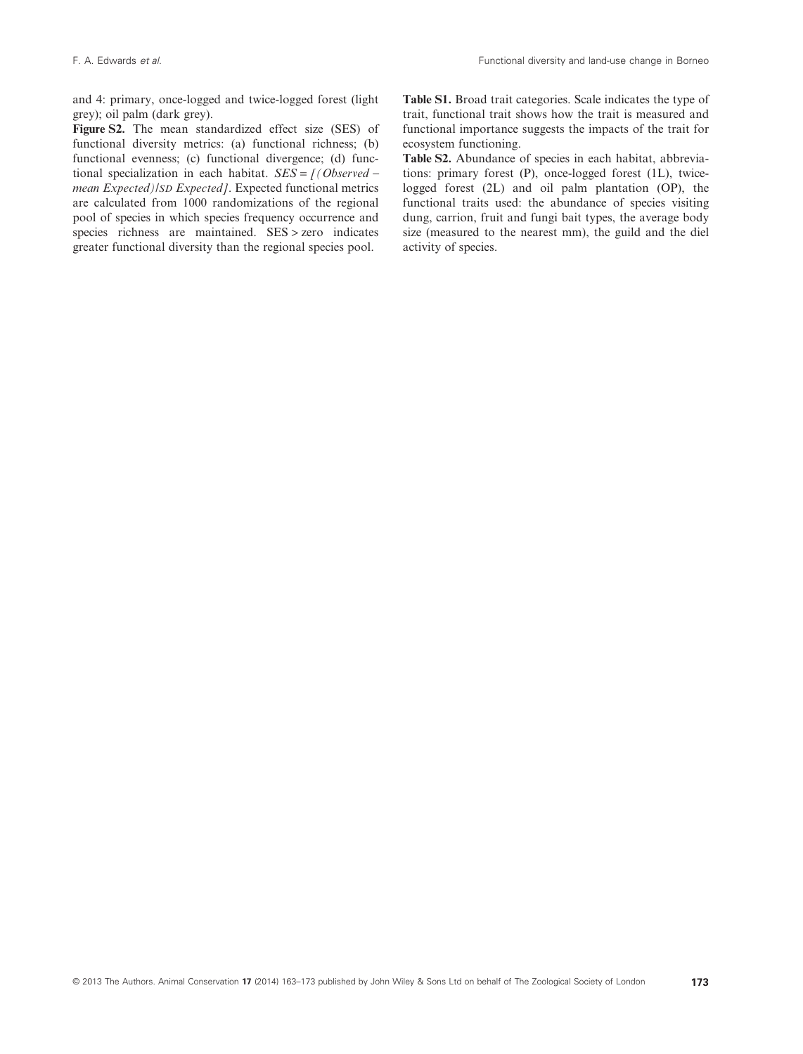and 4: primary, once-logged and twice-logged forest (light grey); oil palm (dark grey).

**Figure S2.** The mean standardized effect size (SES) of functional diversity metrics: (a) functional richness; (b) functional evenness; (c) functional divergence; (d) functional specialization in each habitat. *SES = [(Observed − mean Expected)/SD Expected]*. Expected functional metrics are calculated from 1000 randomizations of the regional pool of species in which species frequency occurrence and species richness are maintained. SES > zero indicates greater functional diversity than the regional species pool.

**Table S1.** Broad trait categories. Scale indicates the type of trait, functional trait shows how the trait is measured and functional importance suggests the impacts of the trait for ecosystem functioning.

**Table S2.** Abundance of species in each habitat, abbreviations: primary forest (P), once-logged forest (1L), twice-logged forest (2L) and oil palm plantation (OP), the functional traits used: the abundance of species visiting dung, carrion, fruit and fungi bait types, the average body size (measured to the nearest mm), the guild and the diel activity of species.